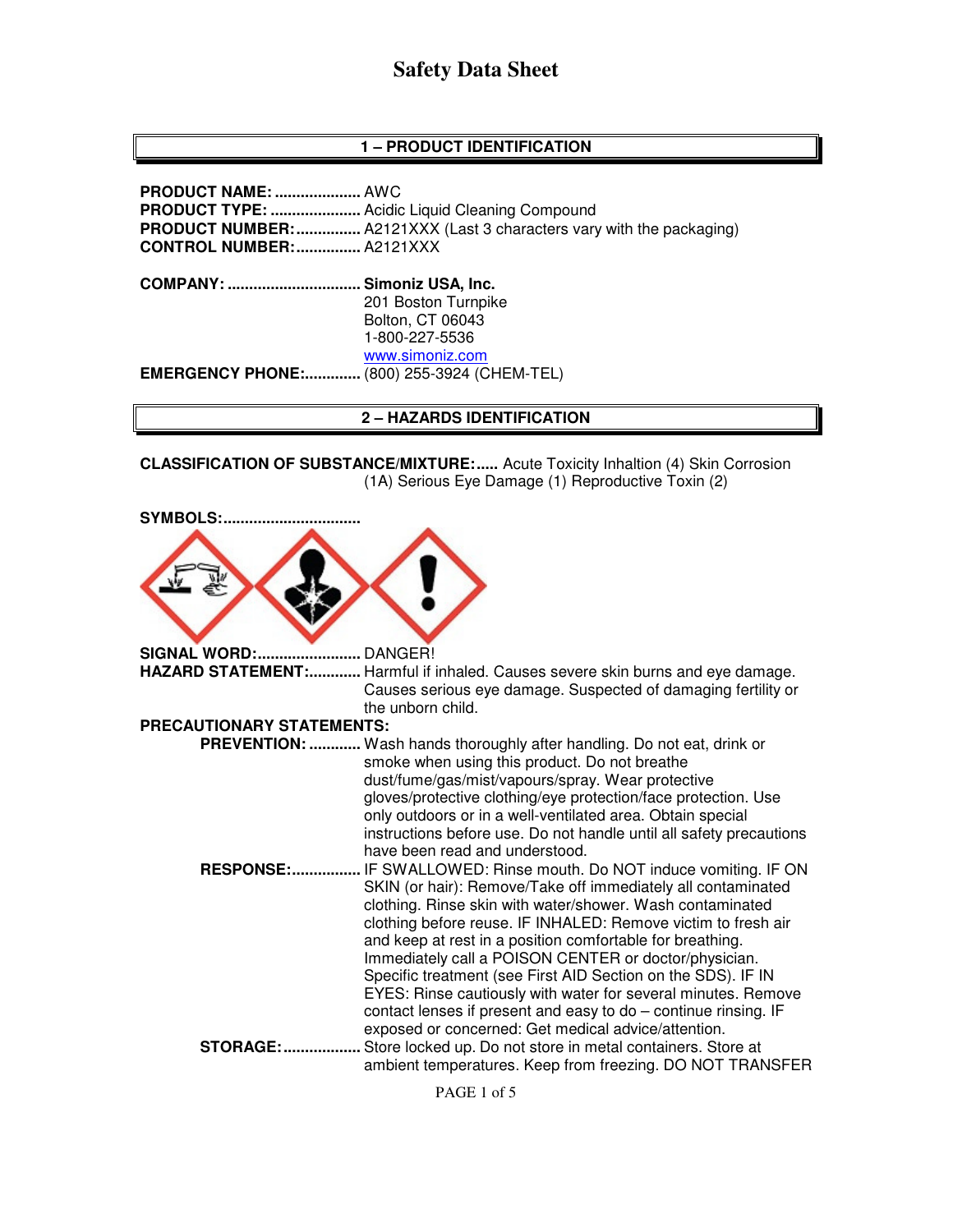# Safety Data Sheet

## 1 – PRODUCT IDENTIFICATION

**PRODUCT NAME:** .................... AWC
**PRODUCT TYPE:** ..................... Acidic Liquid Cleaning Compound
**PRODUCT NUMBER:** ............... A2121XXX (Last 3 characters vary with the packaging)
**CONTROL NUMBER:** ............... A2121XXX

**COMPANY:** ............................... **Simoniz USA, Inc.**
201 Boston Turnpike
Bolton, CT 06043
1-800-227-5536
www.simoniz.com
**EMERGENCY PHONE:** ............. (800) 255-3924 (CHEM-TEL)

## 2 – HAZARDS IDENTIFICATION

**CLASSIFICATION OF SUBSTANCE/MIXTURE:** ..... Acute Toxicity Inhaltion (4) Skin Corrosion (1A) Serious Eye Damage (1) Reproductive Toxin (2)

**SYMBOLS:** ...............................

**SIGNAL WORD:** ........................ DANGER!
**HAZARD STATEMENT:** ............ Harmful if inhaled. Causes severe skin burns and eye damage. Causes serious eye damage. Suspected of damaging fertility or the unborn child.

**PRECAUTIONARY STATEMENTS:**

**PREVENTION:** ............ Wash hands thoroughly after handling. Do not eat, drink or smoke when using this product. Do not breathe dust/fume/gas/mist/vapours/spray. Wear protective gloves/protective clothing/eye protection/face protection. Use only outdoors or in a well-ventilated area. Obtain special instructions before use. Do not handle until all safety precautions have been read and understood.

**RESPONSE:** ................ IF SWALLOWED: Rinse mouth. Do NOT induce vomiting. IF ON SKIN (or hair): Remove/Take off immediately all contaminated clothing. Rinse skin with water/shower. Wash contaminated clothing before reuse. IF INHALED: Remove victim to fresh air and keep at rest in a position comfortable for breathing. Immediately call a POISON CENTER or doctor/physician. Specific treatment (see First AID Section on the SDS). IF IN EYES: Rinse cautiously with water for several minutes. Remove contact lenses if present and easy to do – continue rinsing. IF exposed or concerned: Get medical advice/attention.

**STORAGE:** .................. Store locked up. Do not store in metal containers. Store at ambient temperatures. Keep from freezing. DO NOT TRANSFER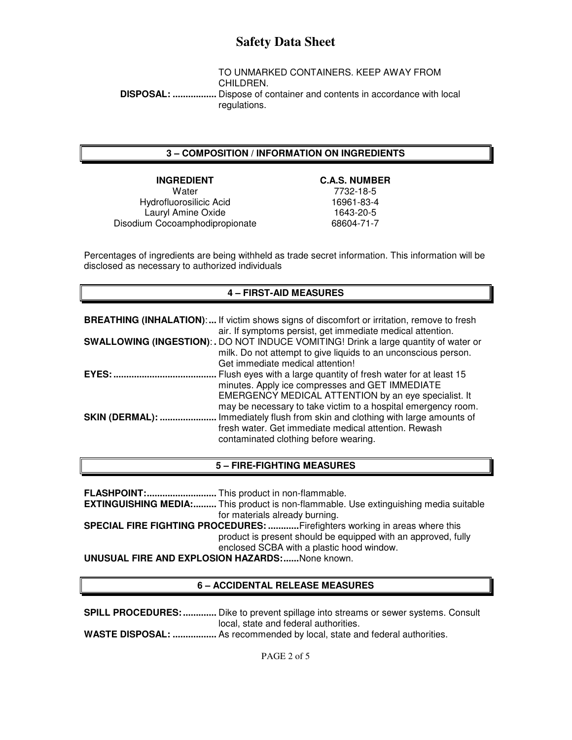TO UNMARKED CONTAINERS. KEEP AWAY FROM CHILDREN.

**DISPOSAL:** ................. Dispose of container and contents in accordance with local regulations.

## 3 – COMPOSITION / INFORMATION ON INGREDIENTS

| INGREDIENT | C.A.S. NUMBER |
|---|---|
| Water | 7732-18-5 |
| Hydrofluorosilicic Acid | 16961-83-4 |
| Lauryl Amine Oxide | 1643-20-5 |
| Disodium Cocoamphodipropionate | 68604-71-7 |

Percentages of ingredients are being withheld as trade secret information. This information will be disclosed as necessary to authorized individuals

## 4 – FIRST-AID MEASURES

**BREATHING (INHALATION)**:... If victim shows signs of discomfort or irritation, remove to fresh air. If symptoms persist, get immediate medical attention.

**SWALLOWING (INGESTION)**:. DO NOT INDUCE VOMITING! Drink a large quantity of water or milk. Do not attempt to give liquids to an unconscious person. Get immediate medical attention!

**EYES:** ........................................ Flush eyes with a large quantity of fresh water for at least 15 minutes. Apply ice compresses and GET IMMEDIATE EMERGENCY MEDICAL ATTENTION by an eye specialist. It may be necessary to take victim to a hospital emergency room.

**SKIN (DERMAL):** ...................... Immediately flush from skin and clothing with large amounts of fresh water. Get immediate medical attention. Rewash contaminated clothing before wearing.

## 5 – FIRE-FIGHTING MEASURES

**FLASHPOINT:**........................... This product in non-flammable.

**EXTINGUISHING MEDIA:**......... This product is non-flammable. Use extinguishing media suitable for materials already burning.

**SPECIAL FIRE FIGHTING PROCEDURES:** ............Firefighters working in areas where this product is present should be equipped with an approved, fully enclosed SCBA with a plastic hood window.

**UNUSUAL FIRE AND EXPLOSION HAZARDS:**......None known.

## 6 – ACCIDENTAL RELEASE MEASURES

**SPILL PROCEDURES:**............. Dike to prevent spillage into streams or sewer systems. Consult local, state and federal authorities.

**WASTE DISPOSAL:** ................. As recommended by local, state and federal authorities.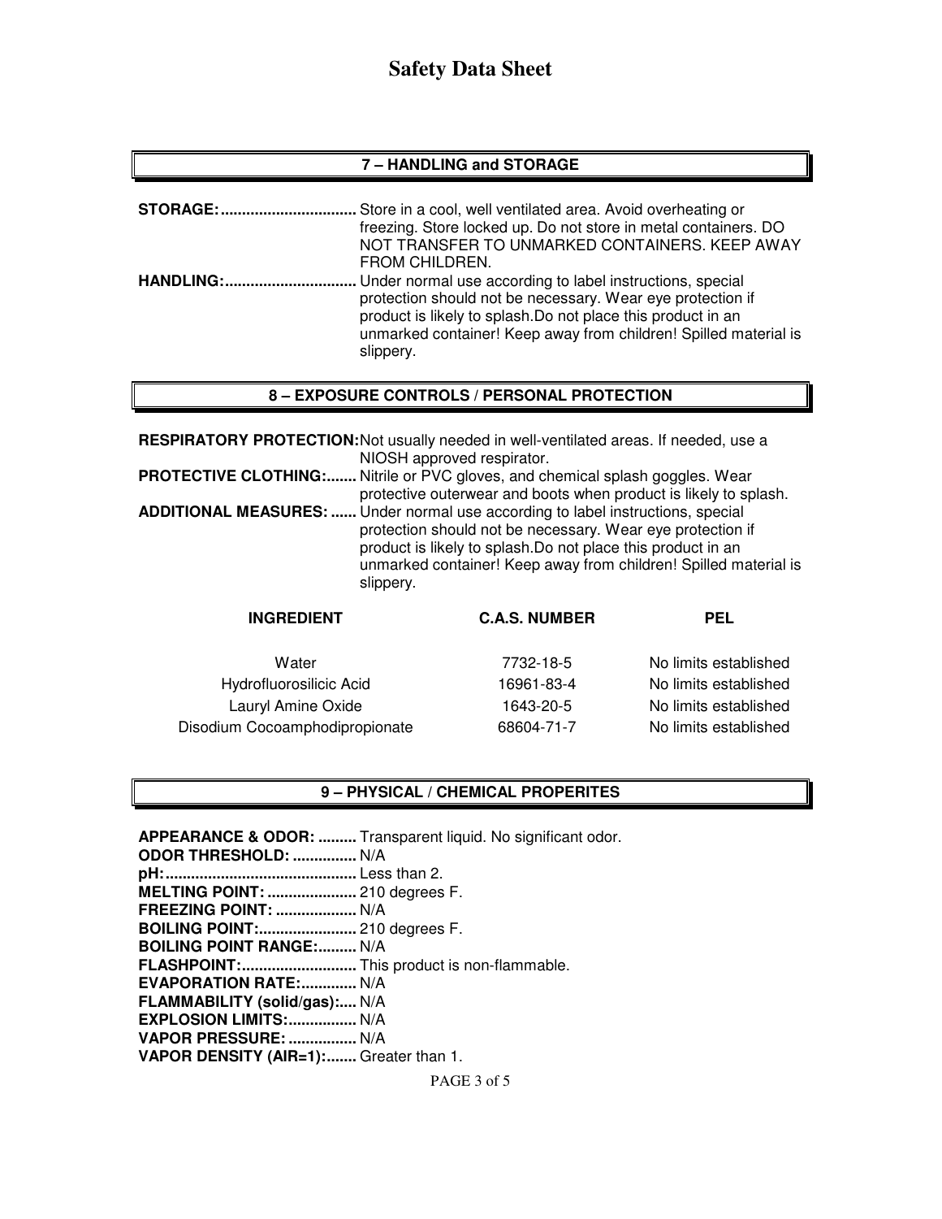# Safety Data Sheet

## 7 – HANDLING and STORAGE

**STORAGE:** ................................ Store in a cool, well ventilated area. Avoid overheating or freezing. Store locked up. Do not store in metal containers. DO NOT TRANSFER TO UNMARKED CONTAINERS. KEEP AWAY FROM CHILDREN.

**HANDLING:** ............................... Under normal use according to label instructions, special protection should not be necessary. Wear eye protection if product is likely to splash.Do not place this product in an unmarked container! Keep away from children! Spilled material is slippery.

## 8 – EXPOSURE CONTROLS / PERSONAL PROTECTION

**RESPIRATORY PROTECTION:** Not usually needed in well-ventilated areas. If needed, use a NIOSH approved respirator.

**PROTECTIVE CLOTHING:** ....... Nitrile or PVC gloves, and chemical splash goggles. Wear protective outerwear and boots when product is likely to splash.

**ADDITIONAL MEASURES:** ...... Under normal use according to label instructions, special protection should not be necessary. Wear eye protection if product is likely to splash.Do not place this product in an unmarked container! Keep away from children! Spilled material is slippery.

| INGREDIENT | C.A.S. NUMBER | PEL |
|---|---|---|
| Water | 7732-18-5 | No limits established |
| Hydrofluorosilicic Acid | 16961-83-4 | No limits established |
| Lauryl Amine Oxide | 1643-20-5 | No limits established |
| Disodium Cocoamphodipropionate | 68604-71-7 | No limits established |

## 9 – PHYSICAL / CHEMICAL PROPERITES

**APPEARANCE & ODOR:** ......... Transparent liquid. No significant odor.
**ODOR THRESHOLD:** ............... N/A
**pH:**............................................. Less than 2.
**MELTING POINT:** ..................... 210 degrees F.
**FREEZING POINT:** ................... N/A
**BOILING POINT:**....................... 210 degrees F.
**BOILING POINT RANGE:**......... N/A
**FLASHPOINT:**........................... This product is non-flammable.
**EVAPORATION RATE:**............. N/A
**FLAMMABILITY (solid/gas):**.... N/A
**EXPLOSION LIMITS:**................ N/A
**VAPOR PRESSURE:** ................ N/A
**VAPOR DENSITY (AIR=1):**....... Greater than 1.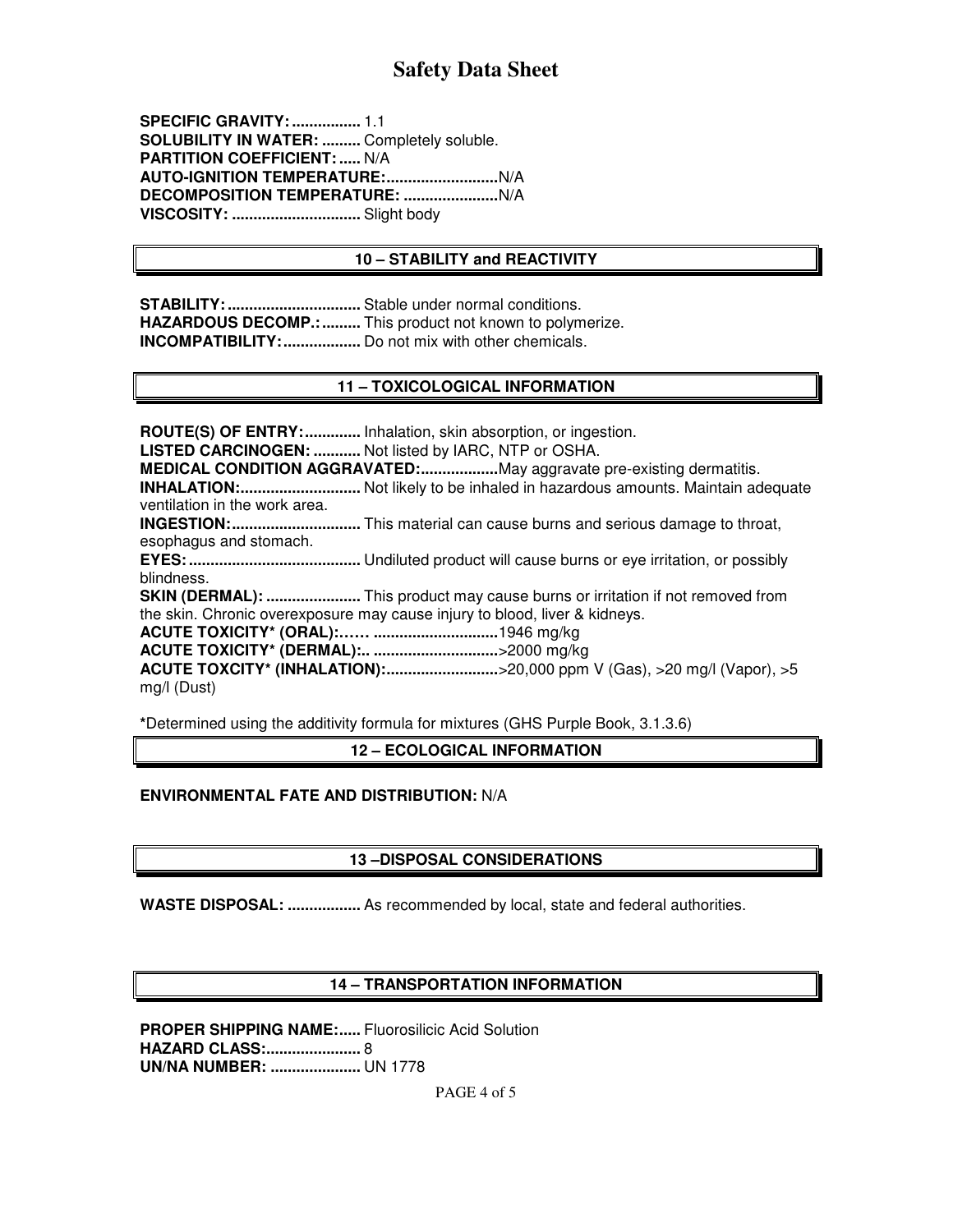**SPECIFIC GRAVITY:** ................ 1.1
**SOLUBILITY IN WATER:** ......... Completely soluble.
**PARTITION COEFFICIENT:** ..... N/A
**AUTO-IGNITION TEMPERATURE:**..........................N/A
**DECOMPOSITION TEMPERATURE:** ......................N/A
**VISCOSITY:** .............................. Slight body

## 10 – STABILITY and REACTIVITY

**STABILITY:** ............................... Stable under normal conditions.
**HAZARDOUS DECOMP.:** ......... This product not known to polymerize.
**INCOMPATIBILITY:** .................. Do not mix with other chemicals.

## 11 – TOXICOLOGICAL INFORMATION

**ROUTE(S) OF ENTRY:** ............. Inhalation, skin absorption, or ingestion.
**LISTED CARCINOGEN:** ........... Not listed by IARC, NTP or OSHA.
**MEDICAL CONDITION AGGRAVATED:**..................May aggravate pre-existing dermatitis.
**INHALATION:**............................ Not likely to be inhaled in hazardous amounts. Maintain adequate ventilation in the work area.
**INGESTION:**.............................. This material can cause burns and serious damage to throat, esophagus and stomach.
**EYES:**........................................ Undiluted product will cause burns or eye irritation, or possibly blindness.
**SKIN (DERMAL):** ...................... This product may cause burns or irritation if not removed from the skin. Chronic overexposure may cause injury to blood, liver & kidneys.
**ACUTE TOXICITY* (ORAL):**…… ............................1946 mg/kg
**ACUTE TOXICITY* (DERMAL):**.. .............................>2000 mg/kg
**ACUTE TOXCITY* (INHALATION):**..........................>20,000 ppm V (Gas), >20 mg/l (Vapor), >5 mg/l (Dust)

**\***Determined using the additivity formula for mixtures (GHS Purple Book, 3.1.3.6)

## 12 – ECOLOGICAL INFORMATION

**ENVIRONMENTAL FATE AND DISTRIBUTION:** N/A

## 13 –DISPOSAL CONSIDERATIONS

**WASTE DISPOSAL:** ................. As recommended by local, state and federal authorities.

## 14 – TRANSPORTATION INFORMATION

**PROPER SHIPPING NAME:**..... Fluorosilicic Acid Solution
**HAZARD CLASS:**...................... 8
**UN/NA NUMBER:** ..................... UN 1778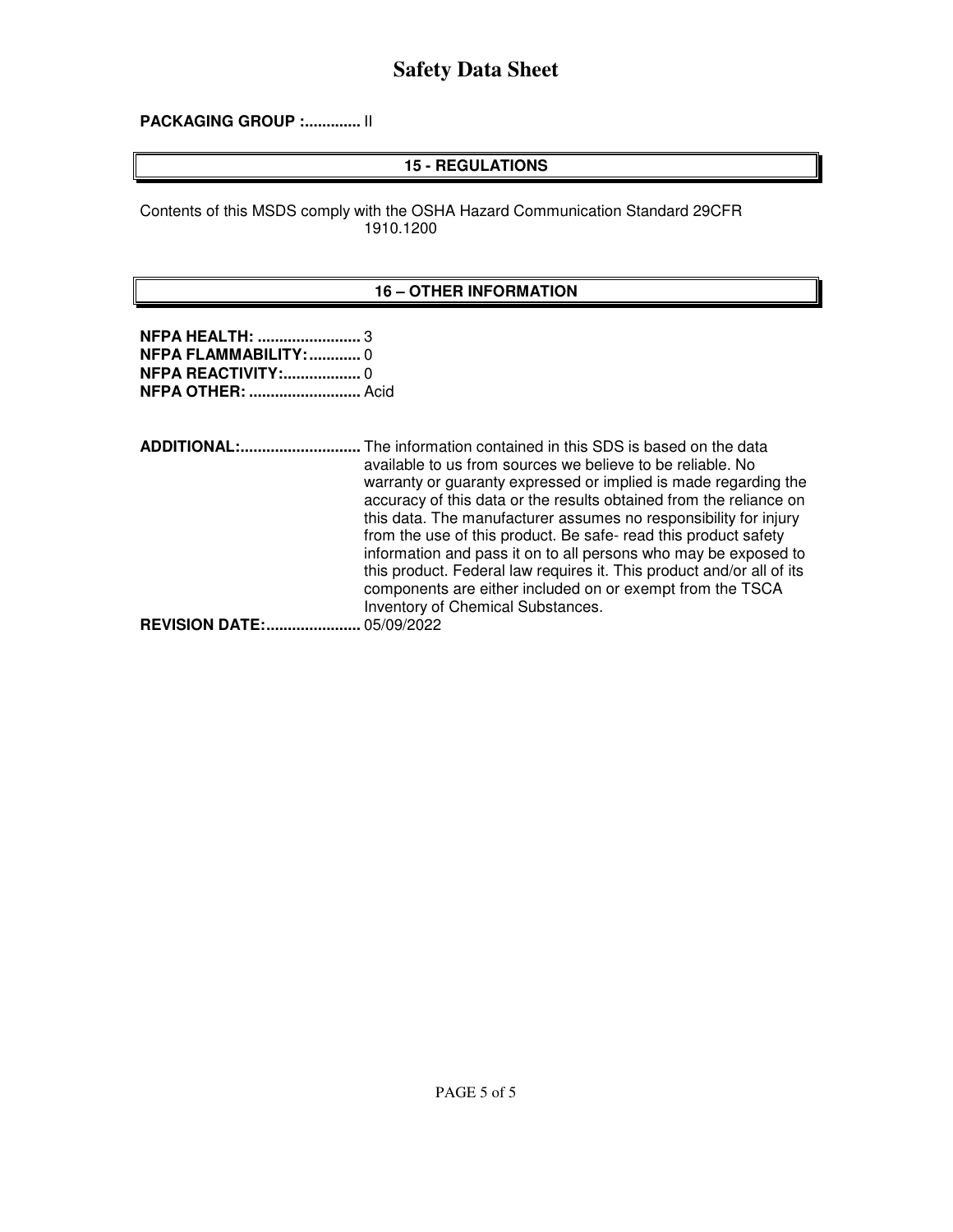**PACKAGING GROUP :.............** II

## 15 - REGULATIONS

Contents of this MSDS comply with the OSHA Hazard Communication Standard 29CFR 1910.1200

## 16 – OTHER INFORMATION

**NFPA HEALTH: ........................** 3
**NFPA FLAMMABILITY:............** 0
**NFPA REACTIVITY:..................** 0
**NFPA OTHER: ..........................** Acid

**ADDITIONAL:............................** The information contained in this SDS is based on the data available to us from sources we believe to be reliable. No warranty or guaranty expressed or implied is made regarding the accuracy of this data or the results obtained from the reliance on this data. The manufacturer assumes no responsibility for injury from the use of this product. Be safe- read this product safety information and pass it on to all persons who may be exposed to this product. Federal law requires it. This product and/or all of its components are either included on or exempt from the TSCA Inventory of Chemical Substances.

**REVISION DATE:......................** 05/09/2022